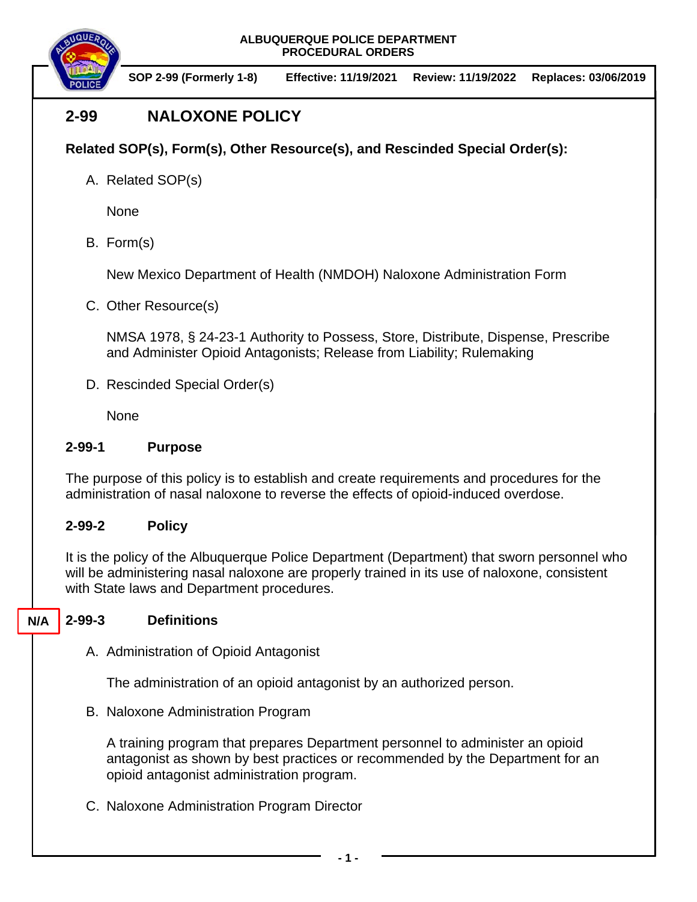ALBUQUERQUE POLICE DEPARTMENT
PROCEDURAL ORDERS

**SOP 2-99 (Formerly 1-8)** | **Effective: 11/19/2021** | **Review: 11/19/2022** | **Replaces: 03/06/2019**

# 2-99 NALOXONE POLICY

**Related SOP(s), Form(s), Other Resource(s), and Rescinded Special Order(s):**

A. Related SOP(s)

None

B. Form(s)

New Mexico Department of Health (NMDOH) Naloxone Administration Form

C. Other Resource(s)

NMSA 1978, § 24-23-1 Authority to Possess, Store, Distribute, Dispense, Prescribe and Administer Opioid Antagonists; Release from Liability; Rulemaking

D. Rescinded Special Order(s)

None

## 2-99-1 Purpose

The purpose of this policy is to establish and create requirements and procedures for the administration of nasal naloxone to reverse the effects of opioid-induced overdose.

## 2-99-2 Policy

It is the policy of the Albuquerque Police Department (Department) that sworn personnel who will be administering nasal naloxone are properly trained in its use of naloxone, consistent with State laws and Department procedures.

## N/A 2-99-3 Definitions

A. Administration of Opioid Antagonist

The administration of an opioid antagonist by an authorized person.

B. Naloxone Administration Program

A training program that prepares Department personnel to administer an opioid antagonist as shown by best practices or recommended by the Department for an opioid antagonist administration program.

C. Naloxone Administration Program Director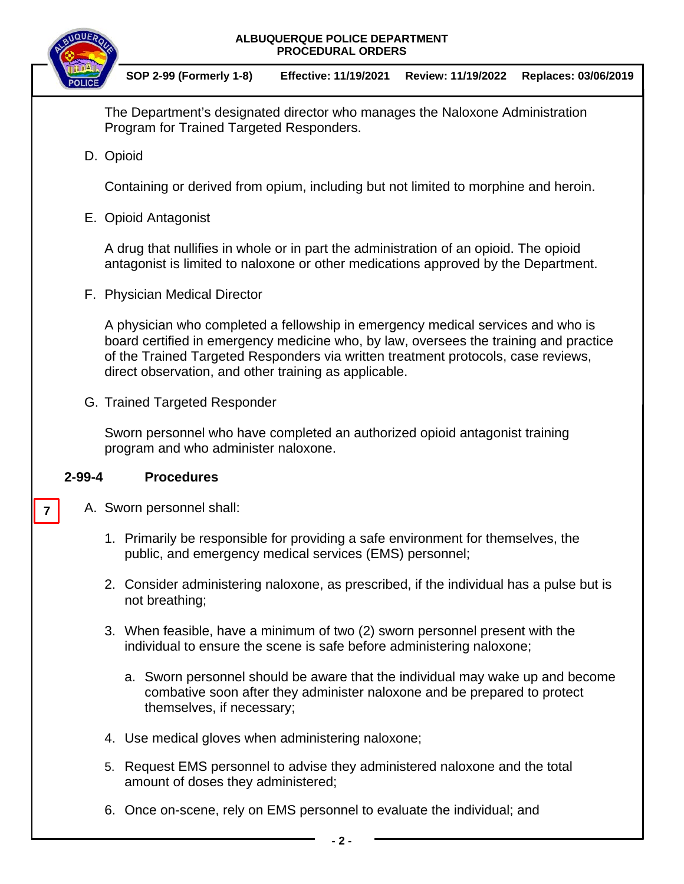The Department's designated director who manages the Naloxone Administration Program for Trained Targeted Responders.

D. Opioid

Containing or derived from opium, including but not limited to morphine and heroin.

E. Opioid Antagonist

A drug that nullifies in whole or in part the administration of an opioid. The opioid antagonist is limited to naloxone or other medications approved by the Department.

F. Physician Medical Director

A physician who completed a fellowship in emergency medical services and who is board certified in emergency medicine who, by law, oversees the training and practice of the Trained Targeted Responders via written treatment protocols, case reviews, direct observation, and other training as applicable.

G. Trained Targeted Responder

Sworn personnel who have completed an authorized opioid antagonist training program and who administer naloxone.

## 2-99-4 Procedures

7

A. Sworn personnel shall:

1. Primarily be responsible for providing a safe environment for themselves, the public, and emergency medical services (EMS) personnel;
2. Consider administering naloxone, as prescribed, if the individual has a pulse but is not breathing;
3. When feasible, have a minimum of two (2) sworn personnel present with the individual to ensure the scene is safe before administering naloxone;
   a. Sworn personnel should be aware that the individual may wake up and become combative soon after they administer naloxone and be prepared to protect themselves, if necessary;
4. Use medical gloves when administering naloxone;
5. Request EMS personnel to advise they administered naloxone and the total amount of doses they administered;
6. Once on-scene, rely on EMS personnel to evaluate the individual; and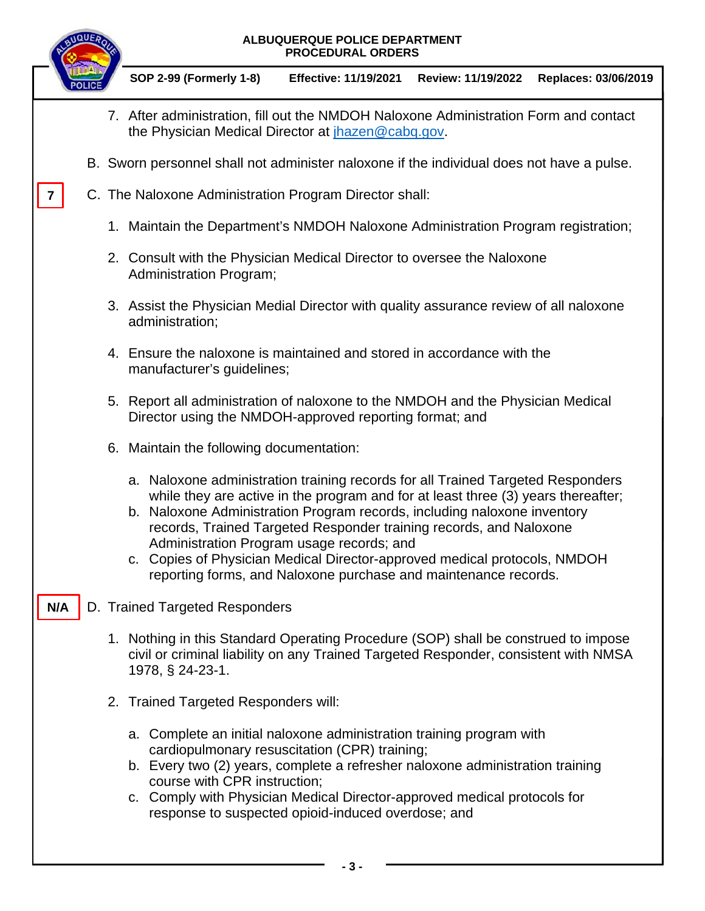7. After administration, fill out the NMDOH Naloxone Administration Form and contact the Physician Medical Director at jhazen@cabq.gov.

B. Sworn personnel shall not administer naloxone if the individual does not have a pulse.

7 C. The Naloxone Administration Program Director shall:

1. Maintain the Department's NMDOH Naloxone Administration Program registration;

2. Consult with the Physician Medical Director to oversee the Naloxone Administration Program;

3. Assist the Physician Medial Director with quality assurance review of all naloxone administration;

4. Ensure the naloxone is maintained and stored in accordance with the manufacturer's guidelines;

5. Report all administration of naloxone to the NMDOH and the Physician Medical Director using the NMDOH-approved reporting format; and

6. Maintain the following documentation:

   a. Naloxone administration training records for all Trained Targeted Responders while they are active in the program and for at least three (3) years thereafter;
   b. Naloxone Administration Program records, including naloxone inventory records, Trained Targeted Responder training records, and Naloxone Administration Program usage records; and
   c. Copies of Physician Medical Director-approved medical protocols, NMDOH reporting forms, and Naloxone purchase and maintenance records.

N/A D. Trained Targeted Responders

1. Nothing in this Standard Operating Procedure (SOP) shall be construed to impose civil or criminal liability on any Trained Targeted Responder, consistent with NMSA 1978, § 24-23-1.

2. Trained Targeted Responders will:

   a. Complete an initial naloxone administration training program with cardiopulmonary resuscitation (CPR) training;
   b. Every two (2) years, complete a refresher naloxone administration training course with CPR instruction;
   c. Comply with Physician Medical Director-approved medical protocols for response to suspected opioid-induced overdose; and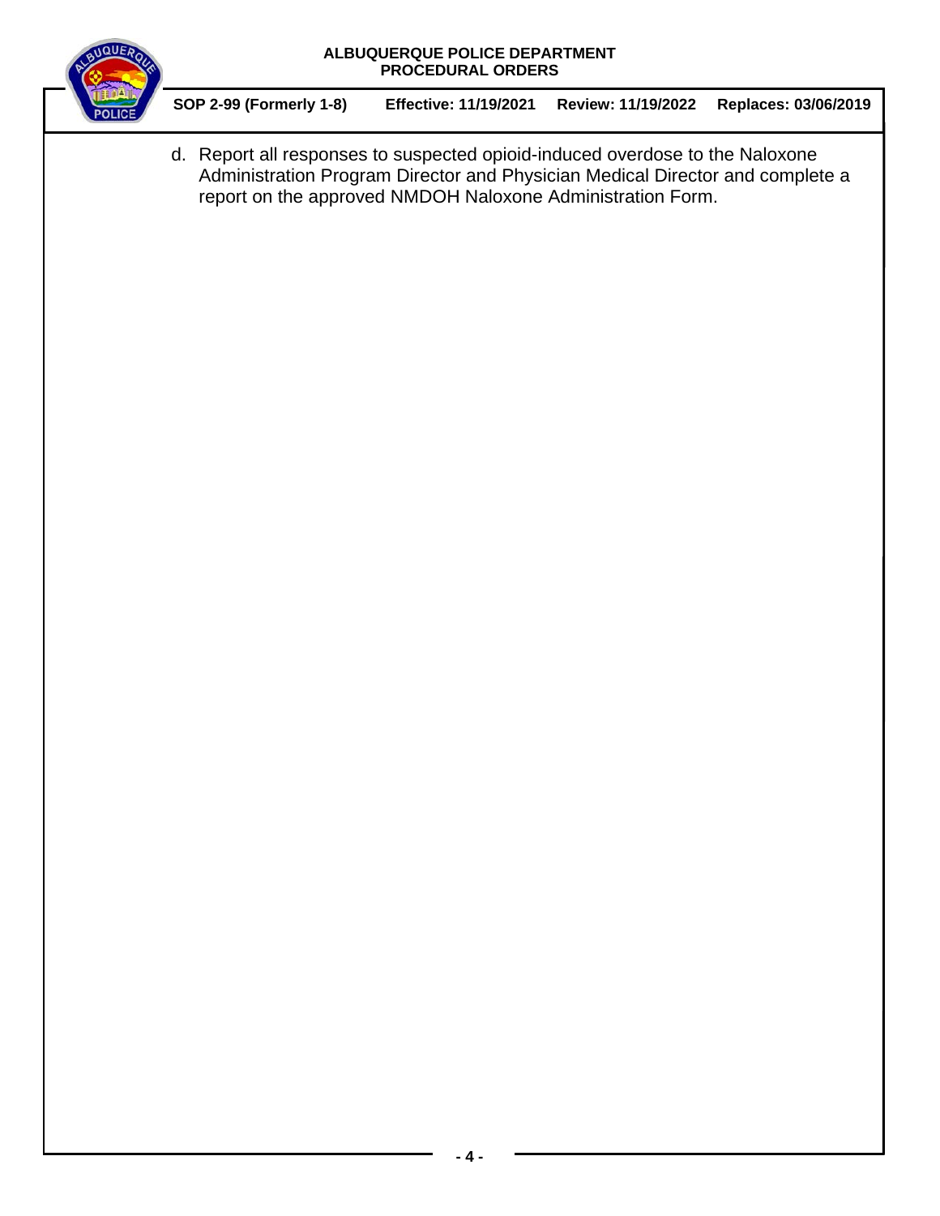d. Report all responses to suspected opioid-induced overdose to the Naloxone Administration Program Director and Physician Medical Director and complete a report on the approved NMDOH Naloxone Administration Form.